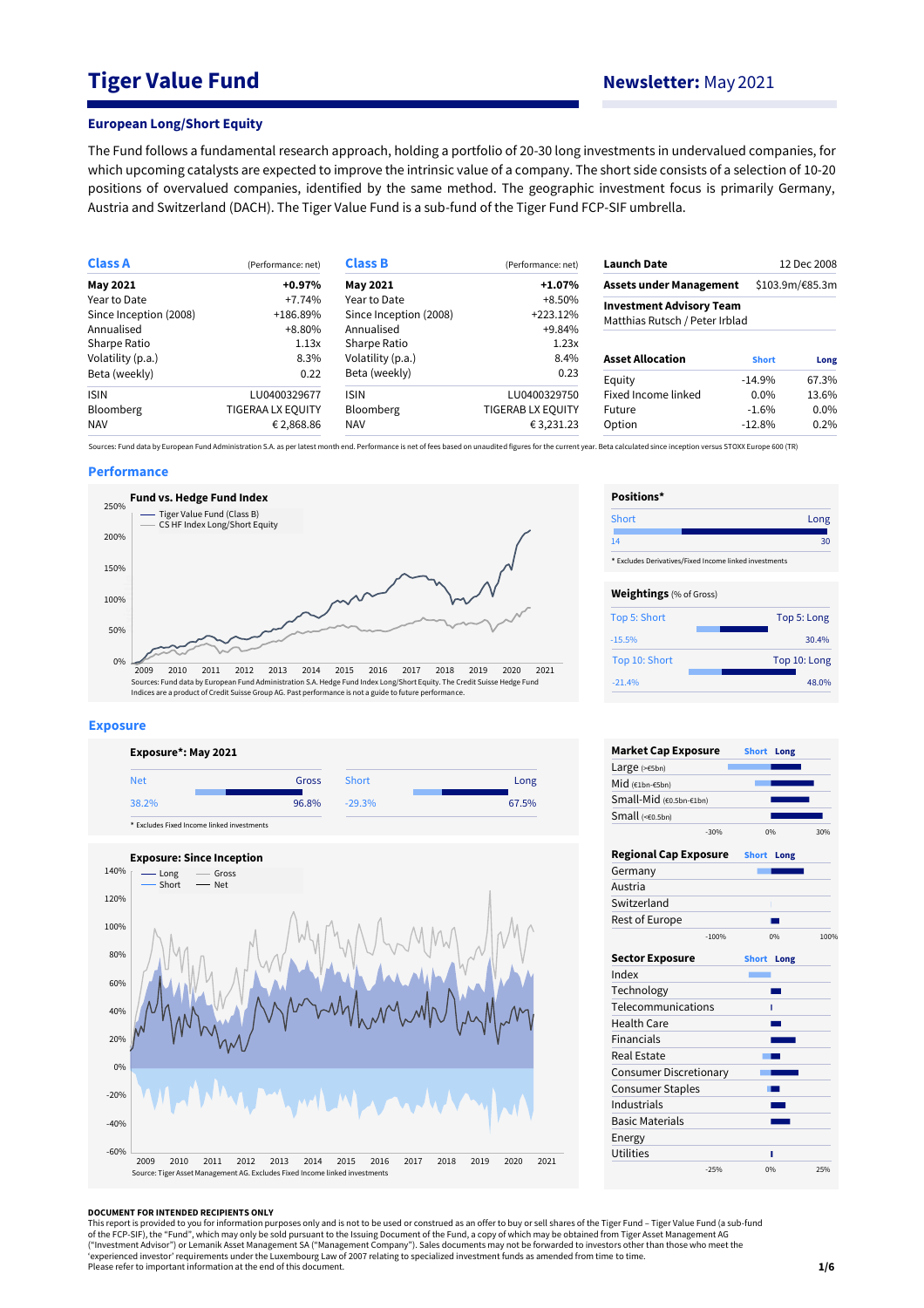# Tiger Value Fund

**Newsletter:** May 2021

## European Long/Short Equity

The Fund follows a fundamental research approach, holding a portfolio of 20-30 long investments in undervalued companies, for which upcoming catalysts are expected to improve the intrinsic value of a company. The short side consists of a selection of 10-20 positions of overvalued companies, identified by the same method. The geographic investment focus is primarily Germany, Austria and Switzerland (DACH). The Tiger Value Fund is a sub-fund of the Tiger Fund FCP-SIF umbrella.

| **Class A** | (Performance: net) |
|---|---|
| **May 2021** | **+0.97%** |
| Year to Date | +7.74% |
| Since Inception (2008) | +186.89% |
| Annualised | +8.80% |
| Sharpe Ratio | 1.13x |
| Volatility (p.a.) | 8.3% |
| Beta (weekly) | 0.22 |
| ISIN | LU0400329677 |
| Bloomberg | TIGERAA LX EQUITY |
| NAV | € 2,868.86 |

| **Class B** | (Performance: net) |
|---|---|
| **May 2021** | **+1.07%** |
| Year to Date | +8.50% |
| Since Inception (2008) | +223.12% |
| Annualised | +9.84% |
| Sharpe Ratio | 1.23x |
| Volatility (p.a.) | 8.4% |
| Beta (weekly) | 0.23 |
| ISIN | LU0400329750 |
| Bloomberg | TIGERAB LX EQUITY |
| NAV | € 3,231.23 |

| **Launch Date** | 12 Dec 2008 |
|---|---|
| **Assets under Management** | $103.9m/€85.3m |
| **Investment Advisory Team** | Matthias Rutsch / Peter Irblad |

| **Asset Allocation** | **Short** | **Long** |
|---|---|---|
| Equity | -14.9% | 67.3% |
| Fixed Income linked | 0.0% | 13.6% |
| Future | -1.6% | 0.0% |
| Option | -12.8% | 0.2% |

Sources: Fund data by European Fund Administration S.A. as per latest month end. Performance is net of fees based on unaudited figures for the current year. Beta calculated since inception versus STOXX Europe 600 (TR)

## Performance

**Fund vs. Hedge Fund Index**

Tiger Value Fund (Class B) — CS HF Index Long/Short Equity

Sources: Fund data by European Fund Administration S.A. Hedge Fund Index Long/Short Equity. The Credit Suisse Hedge Fund Indices are a product of Credit Suisse Group AG. Past performance is not a guide to future performance.

**Positions***

| Short | Long |
|---|---|
| 14 | 30 |

\* Excludes Derivatives/Fixed Income linked investments

**Weightings** (% of Gross)

| | Short | Long |
|---|---|---|
| Top 5 | -15.5% | 30.4% |
| Top 10 | -21.4% | 48.0% |

## Exposure

**Exposure*: May 2021**

| Net | Gross | Short | Long |
|---|---|---|---|
| 38.2% | 96.8% | -29.3% | 67.5% |

\* Excludes Fixed Income linked investments

**Exposure: Since Inception**

Long — Gross — Short — Net

Source: Tiger Asset Management AG. Excludes Fixed Income linked investments

**Market Cap Exposure** (Short / Long): Large (>€5bn), Mid (€1bn-€5bn), Small-Mid (€0.5bn-€1bn), Small (<€0.5bn)

**Regional Cap Exposure** (Short / Long): Germany, Austria, Switzerland, Rest of Europe

**Sector Exposure** (Short / Long): Index, Technology, Telecommunications, Health Care, Financials, Real Estate, Consumer Discretionary, Consumer Staples, Industrials, Basic Materials, Energy, Utilities

**DOCUMENT FOR INTENDED RECIPIENTS ONLY**

This report is provided to you for information purposes only and is not to be used or considered as an offer to buy or sell shares of the Tiger Fund – Tiger Value Fund (a sub-fund of the FCP-SIF), the "Fund", which may only be sold pursuant to the Issuing Document of the Fund, a copy of which may be obtained from Tiger Asset Management AG ("Investment Advisor") or Lemanik Asset Management SA ("Management Company"). Sales documents may not be forwarded to investors other than those who meet the 'experienced investor' requirements under the Luxembourg Law of 2007 relating to specialized investment funds as amended from time to time.
Please refer to important information at the end of this document.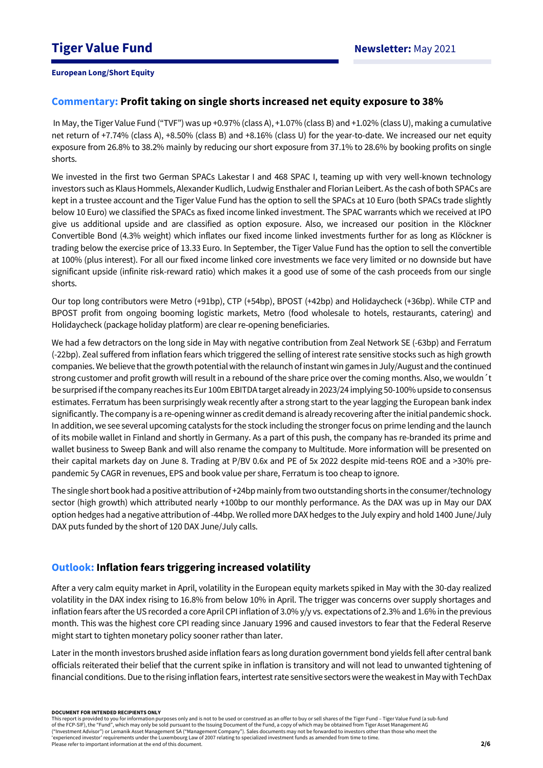# Tiger Value Fund

**Newsletter:** May 2021

**European Long/Short Equity**

## Commentary: Profit taking on single shorts increased net equity exposure to 38%

In May, the Tiger Value Fund ("TVF") was up +0.97% (class A), +1.07% (class B) and +1.02% (class U), making a cumulative net return of +7.74% (class A), +8.50% (class B) and +8.16% (class U) for the year-to-date. We increased our net equity exposure from 26.8% to 38.2% mainly by reducing our short exposure from 37.1% to 28.6% by booking profits on single shorts.

We invested in the first two German SPACs Lakestar I and 468 SPAC I, teaming up with very well-known technology investors such as Klaus Hommels, Alexander Kudlich, Ludwig Ensthaler and Florian Leibert. As the cash of both SPACs are kept in a trustee account and the Tiger Value Fund has the option to sell the SPACs at 10 Euro (both SPACs trade slightly below 10 Euro) we classified the SPACs as fixed income linked investment. The SPAC warrants which we received at IPO give us additional upside and are classified as option exposure. Also, we increased our position in the Klöckner Convertible Bond (4.3% weight) which inflates our fixed income linked investments further for as long as Klöckner is trading below the exercise price of 13.33 Euro. In September, the Tiger Value Fund has the option to sell the convertible at 100% (plus interest). For all our fixed income linked core investments we face very limited or no downside but have significant upside (infinite risk-reward ratio) which makes it a good use of some of the cash proceeds from our single shorts.

Our top long contributors were Metro (+91bp), CTP (+54bp), BPOST (+42bp) and Holidaycheck (+36bp). While CTP and BPOST profit from ongoing booming logistic markets, Metro (food wholesale to hotels, restaurants, catering) and Holidaycheck (package holiday platform) are clear re-opening beneficiaries.

We had a few detractors on the long side in May with negative contribution from Zeal Network SE (-63bp) and Ferratum (-22bp). Zeal suffered from inflation fears which triggered the selling of interest rate sensitive stocks such as high growth companies. We believe that the growth potential with the relaunch of instant win games in July/August and the continued strong customer and profit growth will result in a rebound of the share price over the coming months. Also, we wouldn´t be surprised if the company reaches its Eur 100m EBITDA target already in 2023/24 implying 50-100% upside to consensus estimates. Ferratum has been surprisingly weak recently after a strong start to the year lagging the European bank index significantly. The company is a re-opening winner as credit demand is already recovering after the initial pandemic shock. In addition, we see several upcoming catalysts for the stock including the stronger focus on prime lending and the launch of its mobile wallet in Finland and shortly in Germany. As a part of this push, the company has re-branded its prime and wallet business to Sweep Bank and will also rename the company to Multitude. More information will be presented on their capital markets day on June 8. Trading at P/BV 0.6x and PE of 5x 2022 despite mid-teens ROE and a >30% pre-pandemic 5y CAGR in revenues, EPS and book value per share, Ferratum is too cheap to ignore.

The single short book had a positive attribution of +24bp mainly from two outstanding shorts in the consumer/technology sector (high growth) which attributed nearly +100bp to our monthly performance. As the DAX was up in May our DAX option hedges had a negative attribution of -44bp. We rolled more DAX hedges to the July expiry and hold 1400 June/July DAX puts funded by the short of 120 DAX June/July calls.

## Outlook: Inflation fears triggering increased volatility

After a very calm equity market in April, volatility in the European equity markets spiked in May with the 30-day realized volatility in the DAX index rising to 16.8% from below 10% in April. The trigger was concerns over supply shortages and inflation fears after the US recorded a core April CPI inflation of 3.0% y/y vs. expectations of 2.3% and 1.6% in the previous month. This was the highest core CPI reading since January 1996 and caused investors to fear that the Federal Reserve might start to tighten monetary policy sooner rather than later.

Later in the month investors brushed aside inflation fears as long duration government bond yields fell after central bank officials reiterated their belief that the current spike in inflation is transitory and will not lead to unwanted tightening of financial conditions. Due to the rising inflation fears, intertest rate sensitive sectors were the weakest in May with TechDax

**DOCUMENT FOR INTENDED RECIPIENTS ONLY**
This report is provided to you for information purposes only and is not to be used or construed as an offer to buy or sell shares of the Tiger Fund – Tiger Value Fund (a sub-fund of the FCP-SIF), the "Fund", which may only be sold pursuant to the Issuing Document of the Fund, a copy of which may be obtained from Tiger Asset Management AG ("Investment Advisor") or Lemanik Asset Management SA ("Management Company"). Sales documents may not be forwarded to investors other than those who meet the 'experienced investor' requirements under the Luxembourg Law of 2007 relating to specialized investment funds as amended from time to time.
Please refer to important information at the end of this document.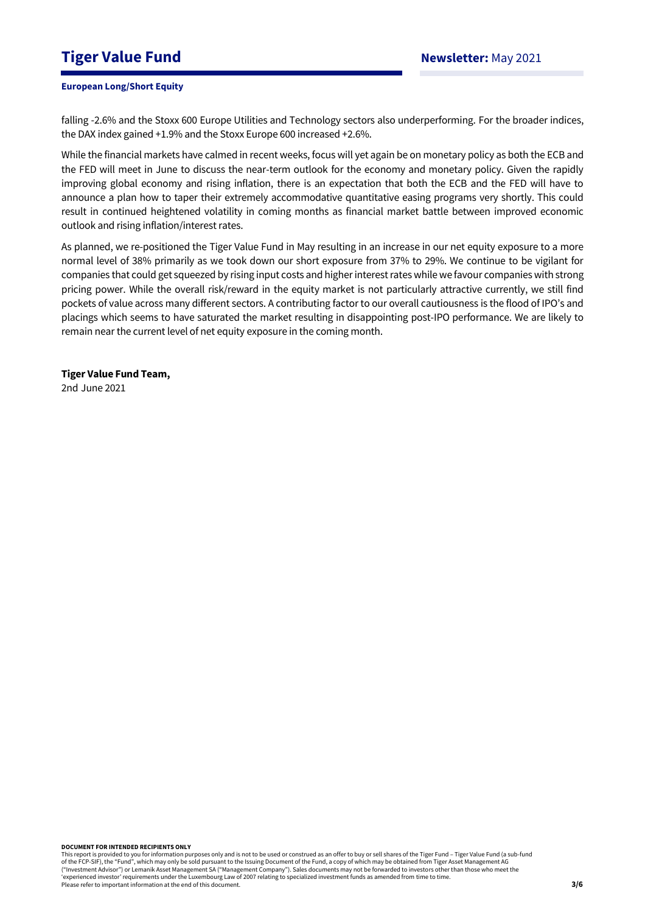falling -2.6% and the Stoxx 600 Europe Utilities and Technology sectors also underperforming. For the broader indices, the DAX index gained +1.9% and the Stoxx Europe 600 increased +2.6%.

While the financial markets have calmed in recent weeks, focus will yet again be on monetary policy as both the ECB and the FED will meet in June to discuss the near-term outlook for the economy and monetary policy. Given the rapidly improving global economy and rising inflation, there is an expectation that both the ECB and the FED will have to announce a plan how to taper their extremely accommodative quantitative easing programs very shortly. This could result in continued heightened volatility in coming months as financial market battle between improved economic outlook and rising inflation/interest rates.

As planned, we re-positioned the Tiger Value Fund in May resulting in an increase in our net equity exposure to a more normal level of 38% primarily as we took down our short exposure from 37% to 29%. We continue to be vigilant for companies that could get squeezed by rising input costs and higher interest rates while we favour companies with strong pricing power. While the overall risk/reward in the equity market is not particularly attractive currently, we still find pockets of value across many different sectors. A contributing factor to our overall cautiousness is the flood of IPO's and placings which seems to have saturated the market resulting in disappointing post-IPO performance. We are likely to remain near the current level of net equity exposure in the coming month.

**Tiger Value Fund Team,**
2nd June 2021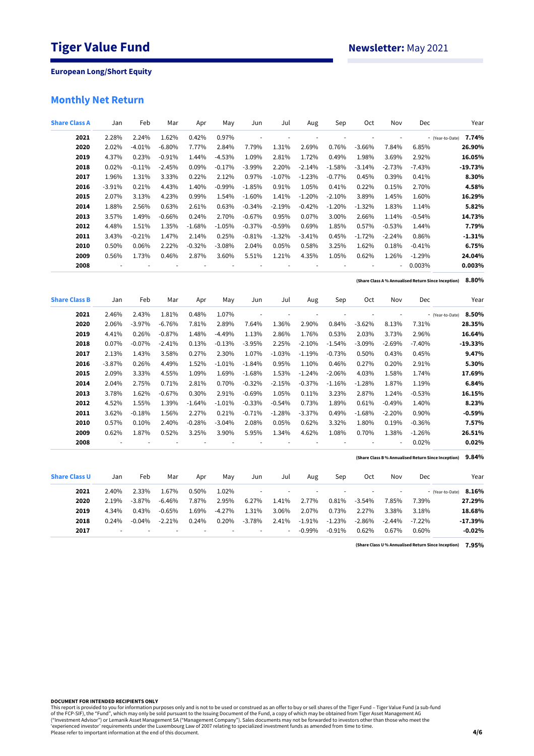# Tiger Value Fund

**Newsletter:** May 2021

**European Long/Short Equity**

## Monthly Net Return

| Share Class A | Jan | Feb | Mar | Apr | May | Jun | Jul | Aug | Sep | Oct | Nov | Dec | | Year |
|---|---|---|---|---|---|---|---|---|---|---|---|---|---|---|
| **2021** | 2.28% | 2.24% | 1.62% | 0.42% | 0.97% | - | - | - | - | - | - | - | (Year-to-Date) | **7.74%** |
| **2020** | 2.02% | -4.01% | -6.80% | 7.77% | 2.84% | 7.79% | 1.31% | 2.69% | 0.76% | -3.66% | 7.84% | 6.85% | | **26.90%** |
| **2019** | 4.37% | 0.23% | -0.91% | 1.44% | -4.53% | 1.09% | 2.81% | 1.72% | 0.49% | 1.98% | 3.69% | 2.92% | | **16.05%** |
| **2018** | 0.02% | -0.11% | -2.45% | 0.09% | -0.17% | -3.99% | 2.20% | -2.14% | -1.58% | -3.14% | -2.73% | -7.43% | | **-19.73%** |
| **2017** | 1.96% | 1.31% | 3.33% | 0.22% | 2.12% | 0.97% | -1.07% | -1.23% | -0.77% | 0.45% | 0.39% | 0.41% | | **8.30%** |
| **2016** | -3.91% | 0.21% | 4.43% | 1.40% | -0.99% | -1.85% | 0.91% | 1.05% | 0.41% | 0.22% | 0.15% | 2.70% | | **4.58%** |
| **2015** | 2.07% | 3.13% | 4.23% | 0.99% | 1.54% | -1.60% | 1.41% | -1.20% | -2.10% | 3.89% | 1.45% | 1.60% | | **16.29%** |
| **2014** | 1.88% | 2.56% | 0.63% | 2.61% | 0.63% | -0.34% | -2.19% | -0.42% | -1.20% | -1.32% | 1.83% | 1.14% | | **5.82%** |
| **2013** | 3.57% | 1.49% | -0.66% | 0.24% | 2.70% | -0.67% | 0.95% | 0.07% | 3.00% | 2.66% | 1.14% | -0.54% | | **14.73%** |
| **2012** | 4.48% | 1.51% | 1.35% | -1.68% | -1.05% | -0.37% | -0.59% | 0.69% | 1.85% | 0.57% | -0.53% | 1.44% | | **7.79%** |
| **2011** | 3.43% | -0.21% | 1.47% | 2.14% | 0.25% | -0.81% | -1.32% | -3.41% | 0.45% | -1.72% | -2.24% | 0.86% | | **-1.31%** |
| **2010** | 0.50% | 0.06% | 2.22% | -0.32% | -3.08% | 2.04% | 0.05% | 0.58% | 3.25% | 1.62% | 0.18% | -0.41% | | **6.75%** |
| **2009** | 0.56% | 1.73% | 0.46% | 2.87% | 3.60% | 5.51% | 1.21% | 4.35% | 1.05% | 0.62% | 1.26% | -1.29% | | **24.04%** |
| **2008** | - | - | - | - | - | - | - | - | - | - | - | 0.003% | | **0.003%** |

**(Share Class A % Annualised Return Since Inception) 8.80%**

| Share Class B | Jan | Feb | Mar | Apr | May | Jun | Jul | Aug | Sep | Oct | Nov | Dec | | Year |
|---|---|---|---|---|---|---|---|---|---|---|---|---|---|---|
| **2021** | 2.46% | 2.43% | 1.81% | 0.48% | 1.07% | - | - | - | - | - | - | - | (Year-to-Date) | **8.50%** |
| **2020** | 2.06% | -3.97% | -6.76% | 7.81% | 2.89% | 7.64% | 1.36% | 2.90% | 0.84% | -3.62% | 8.13% | 7.31% | | **28.35%** |
| **2019** | 4.41% | 0.26% | -0.87% | 1.48% | -4.49% | 1.13% | 2.86% | 1.76% | 0.53% | 2.03% | 3.73% | 2.96% | | **16.64%** |
| **2018** | 0.07% | -0.07% | -2.41% | 0.13% | -0.13% | -3.95% | 2.25% | -2.10% | -1.54% | -3.09% | -2.69% | -7.40% | | **-19.33%** |
| **2017** | 2.13% | 1.43% | 3.58% | 0.27% | 2.30% | 1.07% | -1.03% | -1.19% | -0.73% | 0.50% | 0.43% | 0.45% | | **9.47%** |
| **2016** | -3.87% | 0.26% | 4.49% | 1.52% | -1.01% | -1.84% | 0.95% | 1.10% | 0.46% | 0.27% | 0.20% | 2.91% | | **5.30%** |
| **2015** | 2.09% | 3.33% | 4.55% | 1.09% | 1.69% | -1.68% | 1.53% | -1.24% | -2.06% | 4.03% | 1.58% | 1.74% | | **17.69%** |
| **2014** | 2.04% | 2.75% | 0.71% | 2.81% | 0.70% | -0.32% | -2.15% | -0.37% | -1.16% | -1.28% | 1.87% | 1.19% | | **6.84%** |
| **2013** | 3.78% | 1.62% | -0.67% | 0.30% | 2.91% | -0.69% | 1.05% | 0.11% | 3.23% | 2.87% | 1.24% | -0.53% | | **16.15%** |
| **2012** | 4.52% | 1.55% | 1.39% | -1.64% | -1.01% | -0.33% | -0.54% | 0.73% | 1.89% | 0.61% | -0.49% | 1.40% | | **8.23%** |
| **2011** | 3.62% | -0.18% | 1.56% | 2.27% | 0.21% | -0.71% | -1.28% | -3.37% | 0.49% | -1.68% | -2.20% | 0.90% | | **-0.59%** |
| **2010** | 0.57% | 0.10% | 2.40% | -0.28% | -3.04% | 2.08% | 0.05% | 0.62% | 3.32% | 1.80% | 0.19% | -0.36% | | **7.57%** |
| **2009** | 0.62% | 1.87% | 0.52% | 3.25% | 3.90% | 5.95% | 1.34% | 4.62% | 1.08% | 0.70% | 1.38% | -1.26% | | **26.51%** |
| **2008** | - | - | - | - | - | - | - | - | - | - | - | 0.02% | | **0.02%** |

**(Share Class B % Annualised Return Since Inception) 9.84%**

| Share Class U | Jan | Feb | Mar | Apr | May | Jun | Jul | Aug | Sep | Oct | Nov | Dec | | Year |
|---|---|---|---|---|---|---|---|---|---|---|---|---|---|---|
| **2021** | 2.40% | 2.33% | 1.67% | 0.50% | 1.02% | - | - | - | - | - | - | - | (Year-to-Date) | **8.16%** |
| **2020** | 2.19% | -3.87% | -6.46% | 7.87% | 2.95% | 6.27% | 1.41% | 2.77% | 0.81% | -3.54% | 7.85% | 7.39% | | **27.29%** |
| **2019** | 4.34% | 0.43% | -0.65% | 1.69% | -4.27% | 1.31% | 3.06% | 2.07% | 0.73% | 2.27% | 3.38% | 3.18% | | **18.68%** |
| **2018** | 0.24% | -0.04% | -2.21% | 0.24% | 0.20% | -3.78% | 2.41% | -1.91% | -1.23% | -2.86% | -2.44% | -7.22% | | **-17.39%** |
| **2017** | - | - | - | - | - | - | - | -0.99% | -0.91% | 0.62% | 0.67% | 0.60% | | **-0.02%** |

**(Share Class U % Annualised Return Since Inception) 7.95%**

**DOCUMENT FOR INTENDED RECIPIENTS ONLY**

This report is provided to you for information purposes only and is not to be used or construed as an offer to buy or sell shares of the Tiger Fund – Tiger Value Fund (a sub-fund of the FCP-SIF), the "Fund", which may only be sold pursuant to the Issuing Document of the Fund, a copy of which may be obtained from Tiger Asset Management AG ("Investment Advisor") or Lemanik Asset Management SA ("Management Company"). Sales documents may not be forwarded to investors other than those who meet the 'experienced investor' requirements under the Luxembourg Law of 2007 relating to specialized investment funds as amended from time to time.
Please refer to important information at the end of this document.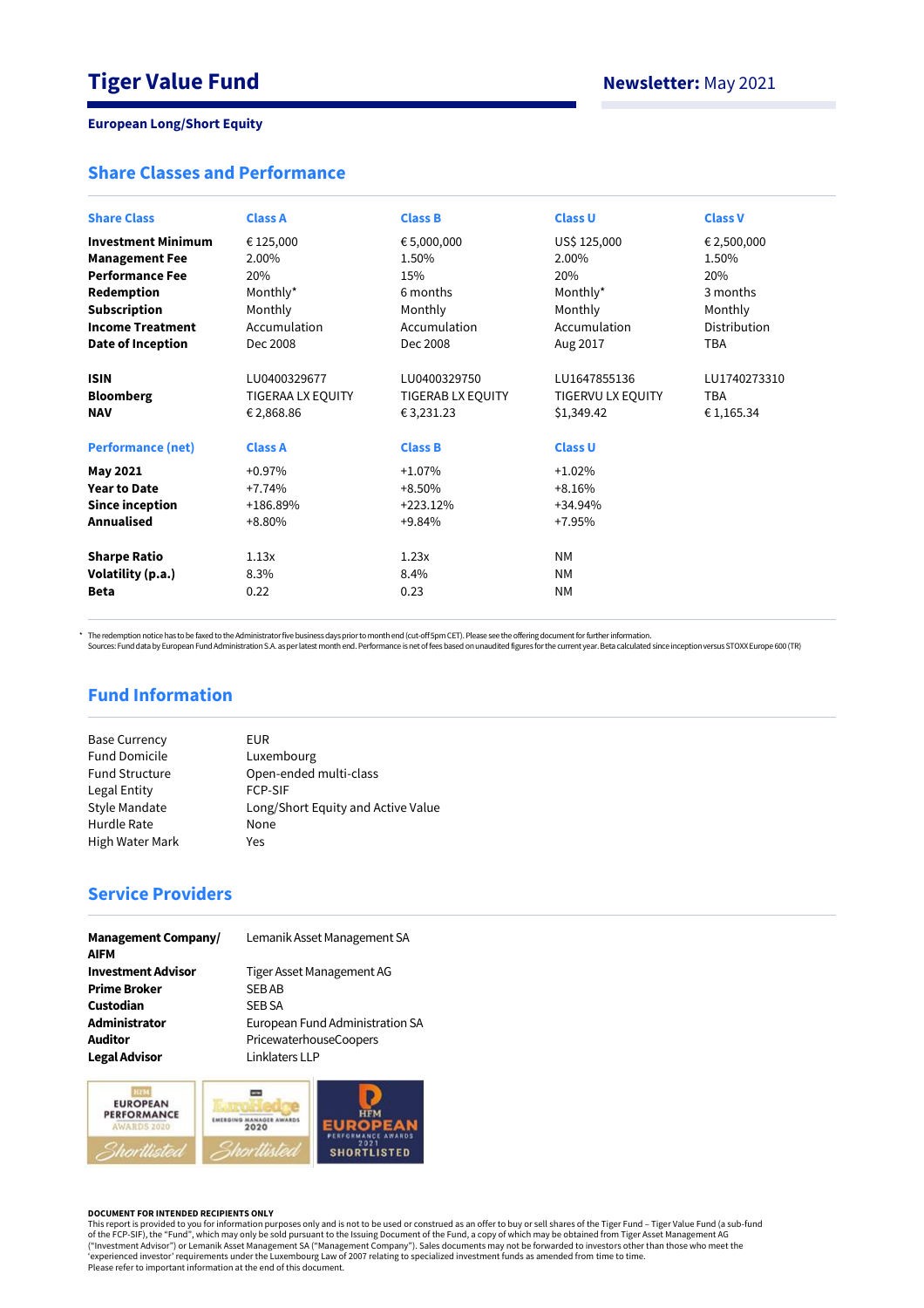# Tiger Value Fund

**Newsletter:** May 2021

**European Long/Short Equity**

## Share Classes and Performance

| Share Class | Class A | Class B | Class U | Class V |
|---|---|---|---|---|
| **Investment Minimum** | € 125,000 | € 5,000,000 | US$ 125,000 | € 2,500,000 |
| **Management Fee** | 2.00% | 1.50% | 2.00% | 1.50% |
| **Performance Fee** | 20% | 15% | 20% | 20% |
| **Redemption** | Monthly* | 6 months | Monthly* | 3 months |
| **Subscription** | Monthly | Monthly | Monthly | Monthly |
| **Income Treatment** | Accumulation | Accumulation | Accumulation | Distribution |
| **Date of Inception** | Dec 2008 | Dec 2008 | Aug 2017 | TBA |
| **ISIN** | LU0400329677 | LU0400329750 | LU1647855136 | LU1740273310 |
| **Bloomberg** | TIGERAA LX EQUITY | TIGERAB LX EQUITY | TIGERVU LX EQUITY | TBA |
| **NAV** | € 2,868.86 | € 3,231.23 | $1,349.42 | € 1,165.34 |

| Performance (net) | Class A | Class B | Class U |
|---|---|---|---|
| **May 2021** | +0.97% | +1.07% | +1.02% |
| **Year to Date** | +7.74% | +8.50% | +8.16% |
| **Since inception** | +186.89% | +223.12% | +34.94% |
| **Annualised** | +8.80% | +9.84% | +7.95% |
| **Sharpe Ratio** | 1.13x | 1.23x | NM |
| **Volatility (p.a.)** | 8.3% | 8.4% | NM |
| **Beta** | 0.22 | 0.23 | NM |

* The redemption notice has to be faxed to the Administrator five business days prior to month end (cut-off 5pm CET). Please see the offering document for further information.
Sources: Fund data by European Fund Administration S.A. as per latest month end. Performance is net of fees based on unaudited figures for the current year. Beta calculated since inception versus STOXX Europe 600 (TR)

## Fund Information

| | |
|---|---|
| Base Currency | EUR |
| Fund Domicile | Luxembourg |
| Fund Structure | Open-ended multi-class |
| Legal Entity | FCP-SIF |
| Style Mandate | Long/Short Equity and Active Value |
| Hurdle Rate | None |
| High Water Mark | Yes |

## Service Providers

| | |
|---|---|
| **Management Company/ AIFM** | Lemanik Asset Management SA |
| **Investment Advisor** | Tiger Asset Management AG |
| **Prime Broker** | SEB AB |
| **Custodian** | SEB SA |
| **Administrator** | European Fund Administration SA |
| **Auditor** | PricewaterhouseCoopers |
| **Legal Advisor** | Linklaters LLP |

HFM European Performance Awards 2020 Shortlisted — EuroHedge Emerging Manager Awards 2020 Shortlisted — HFM European Performance Awards 2021 Shortlisted

**DOCUMENT FOR INTENDED RECIPIENTS ONLY**
This report is provided to you for information purposes only and is not to be used or construed as an offer to buy or sell shares of the Tiger Fund – Tiger Value Fund (a sub-fund of the FCP-SIF), the "Fund", which may only be sold pursuant to the Issuing Document of the Fund, a copy of which may be obtained from Tiger Asset Management AG ("Investment Advisor") or Lemanik Asset Management SA ("Management Company"). Sales documents may not be forwarded to investors other than those who meet the 'experienced investor' requirements under the Luxembourg Law of 2007 relating to specialized investment funds as amended from time to time.
Please refer to important information at the end of this document.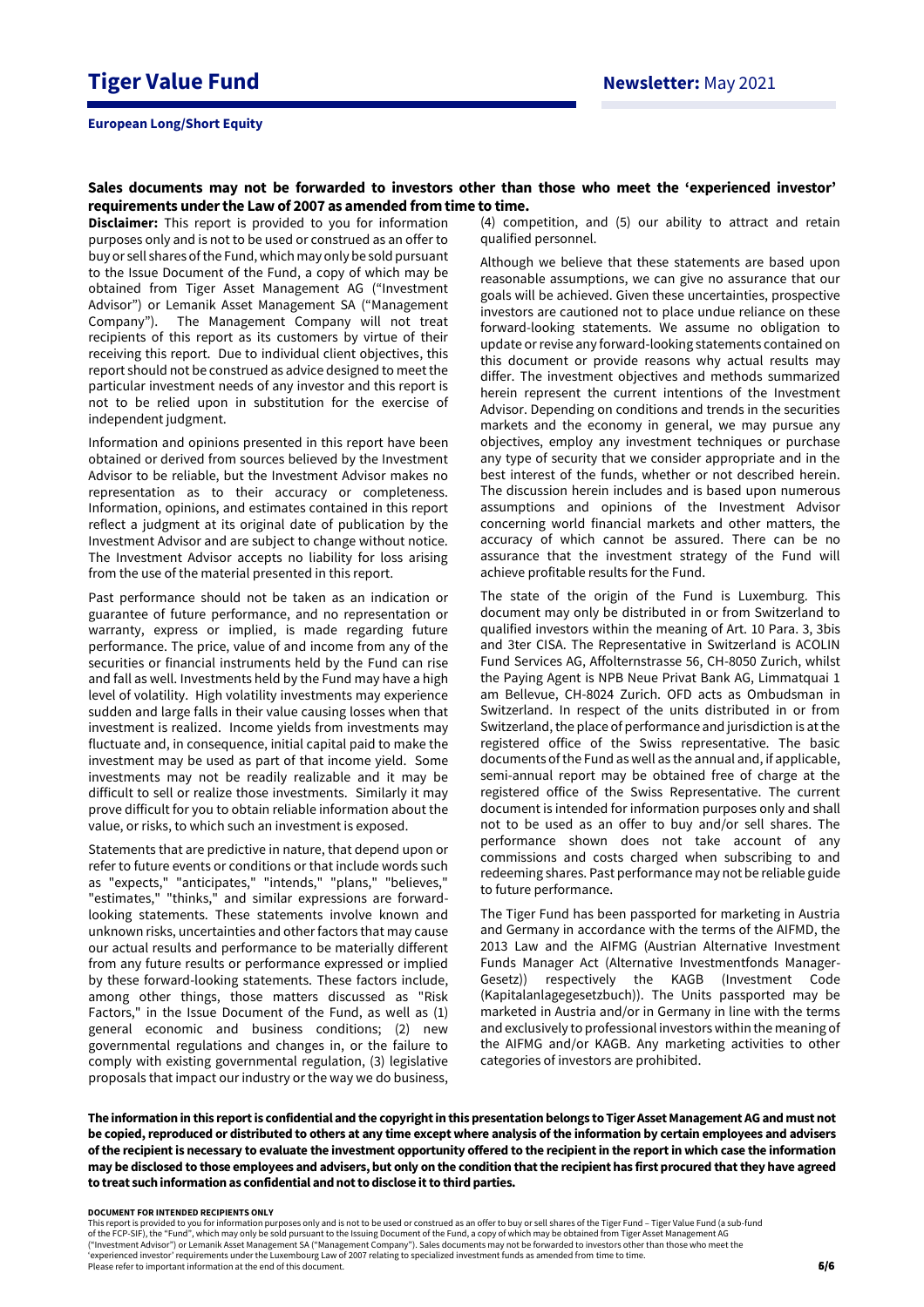**Sales documents may not be forwarded to investors other than those who meet the 'experienced investor' requirements under the Law of 2007 as amended from time to time.**

**Disclaimer:** This report is provided to you for information purposes only and is not to be used or construed as an offer to buy or sell shares of the Fund, which may only be sold pursuant to the Issue Document of the Fund, a copy of which may be obtained from Tiger Asset Management AG ("Investment Advisor") or Lemanik Asset Management SA ("Management Company"). The Management Company will not treat recipients of this report as its customers by virtue of their receiving this report. Due to individual client objectives, this report should not be construed as advice designed to meet the particular investment needs of any investor and this report is not to be relied upon in substitution for the exercise of independent judgment.

Information and opinions presented in this report have been obtained or derived from sources believed by the Investment Advisor to be reliable, but the Investment Advisor makes no representation as to their accuracy or completeness. Information, opinions, and estimates contained in this report reflect a judgment at its original date of publication by the Investment Advisor and are subject to change without notice. The Investment Advisor accepts no liability for loss arising from the use of the material presented in this report.

Past performance should not be taken as an indication or guarantee of future performance, and no representation or warranty, express or implied, is made regarding future performance. The price, value of and income from any of the securities or financial instruments held by the Fund can rise and fall as well. Investments held by the Fund may have a high level of volatility. High volatility investments may experience sudden and large falls in their value causing losses when that investment is realized. Income yields from investments may fluctuate and, in consequence, initial capital paid to make the investment may be used as part of that income yield. Some investments may not be readily realizable and it may be difficult to sell or realize those investments. Similarly it may prove difficult for you to obtain reliable information about the value, or risks, to which such an investment is exposed.

Statements that are predictive in nature, that depend upon or refer to future events or conditions or that include words such as "expects," "anticipates," "intends," "plans," "believes," "estimates," "thinks," and similar expressions are forward-looking statements. These statements involve known and unknown risks, uncertainties and other factors that may cause our actual results and performance to be materially different from any future results or performance expressed or implied by these forward-looking statements. These factors include, among other things, those matters discussed as "Risk Factors," in the Issue Document of the Fund, as well as (1) general economic and business conditions; (2) new governmental regulations and changes in, or the failure to comply with existing governmental regulation, (3) legislative proposals that impact our industry or the way we do business, (4) competition, and (5) our ability to attract and retain qualified personnel.

Although we believe that these statements are based upon reasonable assumptions, we can give no assurance that our goals will be achieved. Given these uncertainties, prospective investors are cautioned not to place undue reliance on these forward-looking statements. We assume no obligation to update or revise any forward-looking statements contained on this document or provide reasons why actual results may differ. The investment objectives and methods summarized herein represent the current intentions of the Investment Advisor. Depending on conditions and trends in the securities markets and the economy in general, we may pursue any objectives, employ any investment techniques or purchase any type of security that we consider appropriate and in the best interest of the funds, whether or not described herein. The discussion herein includes and is based upon numerous assumptions and opinions of the Investment Advisor concerning world financial markets and other matters, the accuracy of which cannot be assured. There can be no assurance that the investment strategy of the Fund will achieve profitable results for the Fund.

The state of the origin of the Fund is Luxemburg. This document may only be distributed in or from Switzerland to qualified investors within the meaning of Art. 10 Para. 3, 3bis and 3ter CISA. The Representative in Switzerland is ACOLIN Fund Services AG, Affolternstrasse 56, CH-8050 Zurich, whilst the Paying Agent is NPB Neue Privat Bank AG, Limmatquai 1 am Bellevue, CH-8024 Zurich. OFD acts as Ombudsman in Switzerland. In respect of the units distributed in or from Switzerland, the place of performance and jurisdiction is at the registered office of the Swiss representative. The basic documents of the Fund as well as the annual and, if applicable, semi-annual report may be obtained free of charge at the registered office of the Swiss Representative. The current document is intended for information purposes only and shall not to be used as an offer to buy and/or sell shares. The performance shown does not take account of any commissions and costs charged when subscribing to and redeeming shares. Past performance may not be reliable guide to future performance.

The Tiger Fund has been passported for marketing in Austria and Germany in accordance with the terms of the AIFMD, the 2013 Law and the AIFMG (Austrian Alternative Investment Funds Manager Act (Alternative Investmentfonds Manager-Gesetz)) respectively the KAGB (Investment Code (Kapitalanlagegesetzbuch)). The Units passported may be marketed in Austria and/or in Germany in line with the terms and exclusively to professional investors within the meaning of the AIFMG and/or KAGB. Any marketing activities to other categories of investors are prohibited.

**The information in this report is confidential and the copyright in this presentation belongs to Tiger Asset Management AG and must not be copied, reproduced or distributed to others at any time except where analysis of the information by certain employees and advisers of the recipient is necessary to evaluate the investment opportunity offered to the recipient in the report in which case the information may be disclosed to those employees and advisers, but only on the condition that the recipient has first procured that they have agreed to treat such information as confidential and not to disclose it to third parties.**

**DOCUMENT FOR INTENDED RECIPIENTS ONLY**

This report is provided to you for information purposes only and is not to be used or construed as an offer to buy or sell shares of the Tiger Fund – Tiger Value Fund (a sub-fund of the FCP-SIF), the "Fund", which may only be sold pursuant to the Issuing Document of the Fund, a copy of which may be obtained from Tiger Asset Management AG ("Investment Advisor") or Lemanik Asset Management SA ("Management Company"). Sales documents may not be forwarded to investors other than those who meet the 'experienced investor' requirements under the Luxembourg Law of 2007 relating to specialized investment funds as amended from time to time.
Please refer to important information at the end of this document.